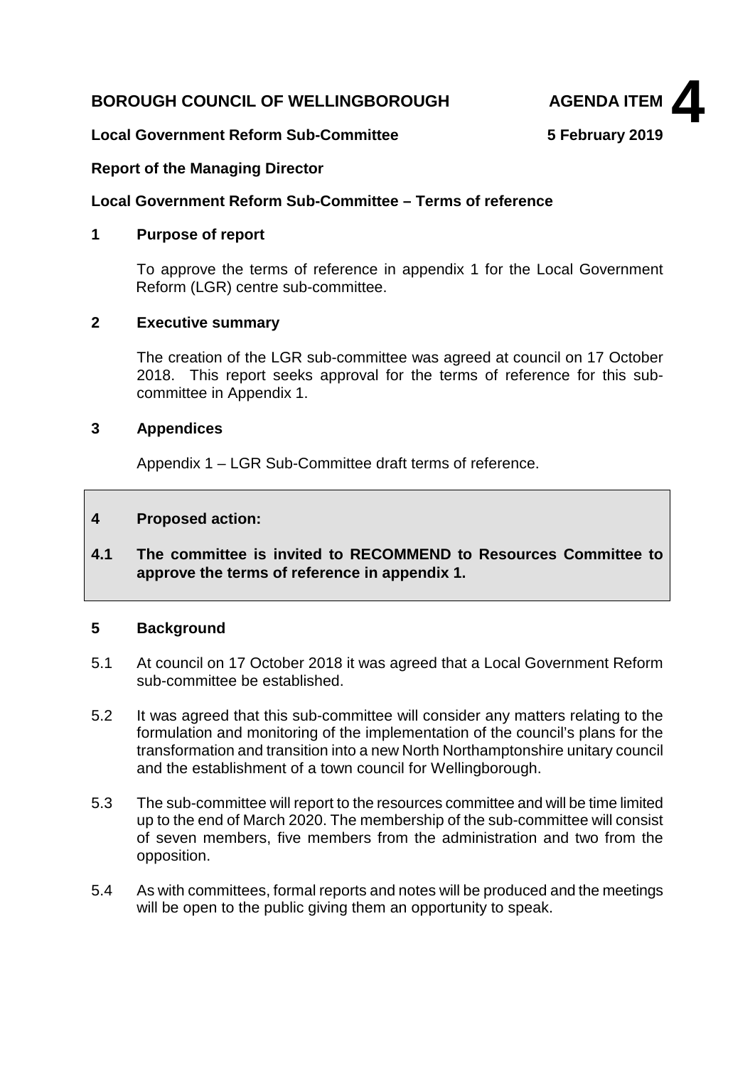**BOROUGH COUNCIL OF WELLINGBOROUGH** **AGENDA ITEM 4**

**Local Government Reform Sub-Committee** **5 February 2019**

**Report of the Managing Director**

**Local Government Reform Sub-Committee – Terms of reference**

## 1 Purpose of report

To approve the terms of reference in appendix 1 for the Local Government Reform (LGR) centre sub-committee.

## 2 Executive summary

The creation of the LGR sub-committee was agreed at council on 17 October 2018. This report seeks approval for the terms of reference for this sub-committee in Appendix 1.

## 3 Appendices

Appendix 1 – LGR Sub-Committee draft terms of reference.

## 4 Proposed action:

**4.1 The committee is invited to RECOMMEND to Resources Committee to approve the terms of reference in appendix 1.**

## 5 Background

5.1 At council on 17 October 2018 it was agreed that a Local Government Reform sub-committee be established.

5.2 It was agreed that this sub-committee will consider any matters relating to the formulation and monitoring of the implementation of the council's plans for the transformation and transition into a new North Northamptonshire unitary council and the establishment of a town council for Wellingborough.

5.3 The sub-committee will report to the resources committee and will be time limited up to the end of March 2020. The membership of the sub-committee will consist of seven members, five members from the administration and two from the opposition.

5.4 As with committees, formal reports and notes will be produced and the meetings will be open to the public giving them an opportunity to speak.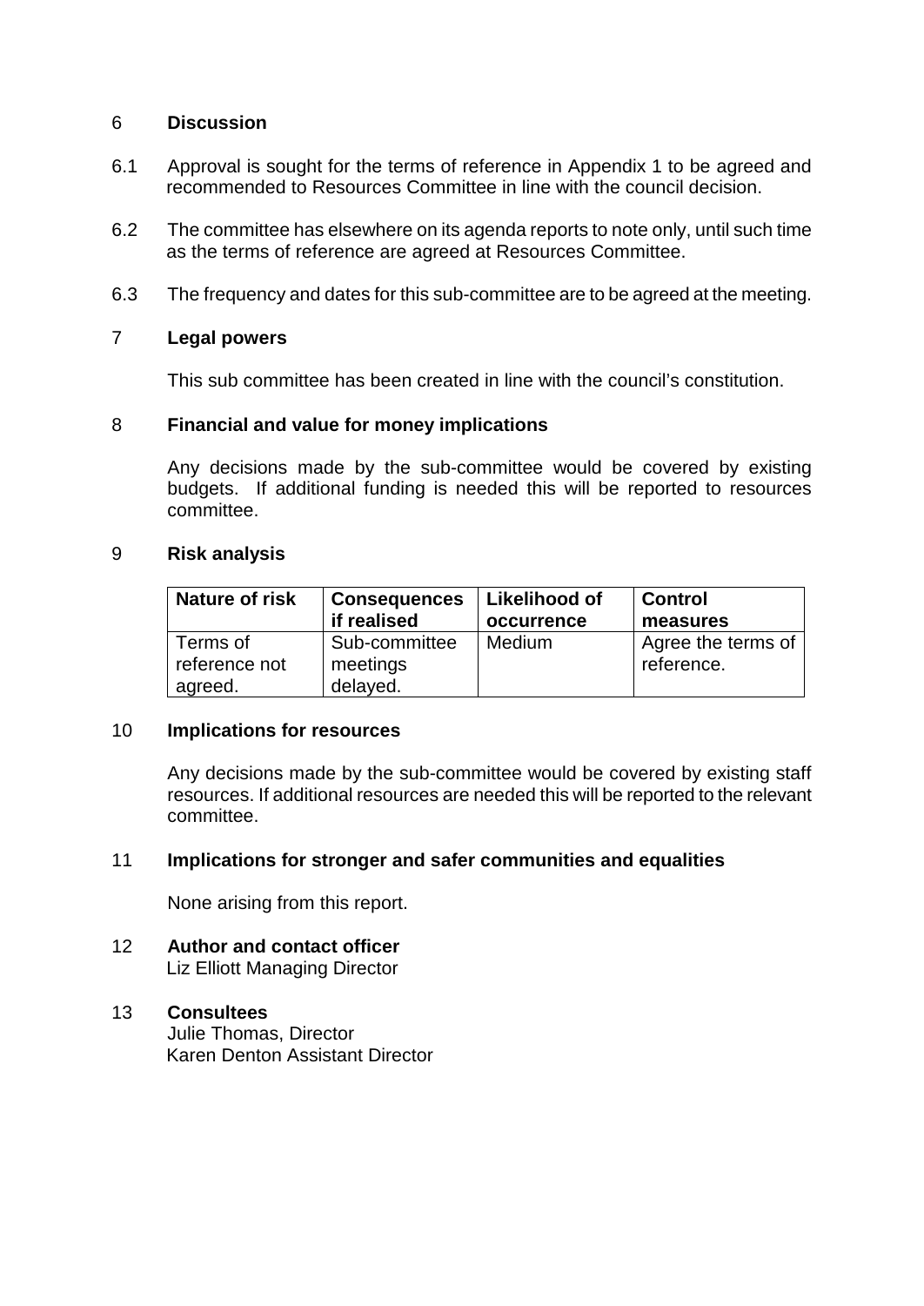## 6 Discussion

6.1 Approval is sought for the terms of reference in Appendix 1 to be agreed and recommended to Resources Committee in line with the council decision.

6.2 The committee has elsewhere on its agenda reports to note only, until such time as the terms of reference are agreed at Resources Committee.

6.3 The frequency and dates for this sub-committee are to be agreed at the meeting.

## 7 Legal powers

This sub committee has been created in line with the council's constitution.

## 8 Financial and value for money implications

Any decisions made by the sub-committee would be covered by existing budgets. If additional funding is needed this will be reported to resources committee.

## 9 Risk analysis

| Nature of risk | Consequences if realised | Likelihood of occurrence | Control measures |
|---|---|---|---|
| Terms of reference not agreed. | Sub-committee meetings delayed. | Medium | Agree the terms of reference. |

## 10 Implications for resources

Any decisions made by the sub-committee would be covered by existing staff resources. If additional resources are needed this will be reported to the relevant committee.

## 11 Implications for stronger and safer communities and equalities

None arising from this report.

## 12 Author and contact officer

Liz Elliott Managing Director

## 13 Consultees

Julie Thomas, Director
Karen Denton Assistant Director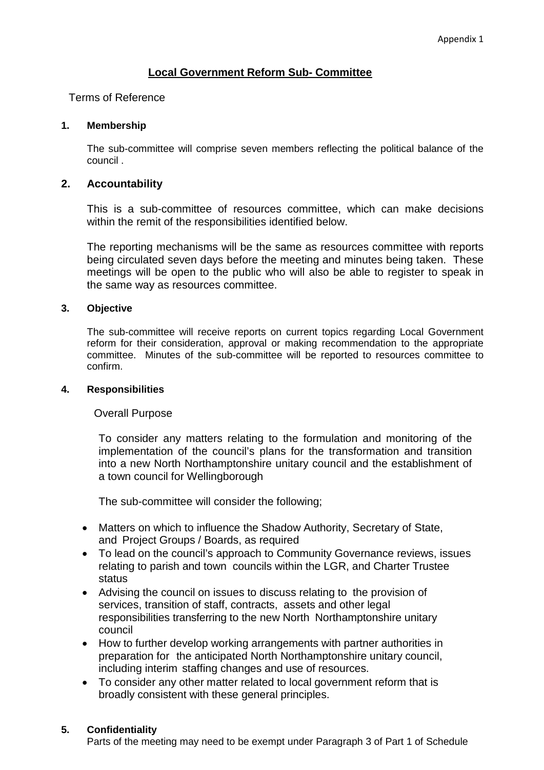Appendix 1

# Local Government Reform Sub- Committee

Terms of Reference

## 1. Membership

The sub-committee will comprise seven members reflecting the political balance of the council .

## 2. Accountability

This is a sub-committee of resources committee, which can make decisions within the remit of the responsibilities identified below.

The reporting mechanisms will be the same as resources committee with reports being circulated seven days before the meeting and minutes being taken. These meetings will be open to the public who will also be able to register to speak in the same way as resources committee.

## 3. Objective

The sub-committee will receive reports on current topics regarding Local Government reform for their consideration, approval or making recommendation to the appropriate committee. Minutes of the sub-committee will be reported to resources committee to confirm.

## 4. Responsibilities

Overall Purpose

To consider any matters relating to the formulation and monitoring of the implementation of the council's plans for the transformation and transition into a new North Northamptonshire unitary council and the establishment of a town council for Wellingborough

The sub-committee will consider the following;

- Matters on which to influence the Shadow Authority, Secretary of State, and Project Groups / Boards, as required
- To lead on the council's approach to Community Governance reviews, issues relating to parish and town councils within the LGR, and Charter Trustee status
- Advising the council on issues to discuss relating to the provision of services, transition of staff, contracts, assets and other legal responsibilities transferring to the new North Northamptonshire unitary council
- How to further develop working arrangements with partner authorities in preparation for the anticipated North Northamptonshire unitary council, including interim staffing changes and use of resources.
- To consider any other matter related to local government reform that is broadly consistent with these general principles.

## 5. Confidentiality

Parts of the meeting may need to be exempt under Paragraph 3 of Part 1 of Schedule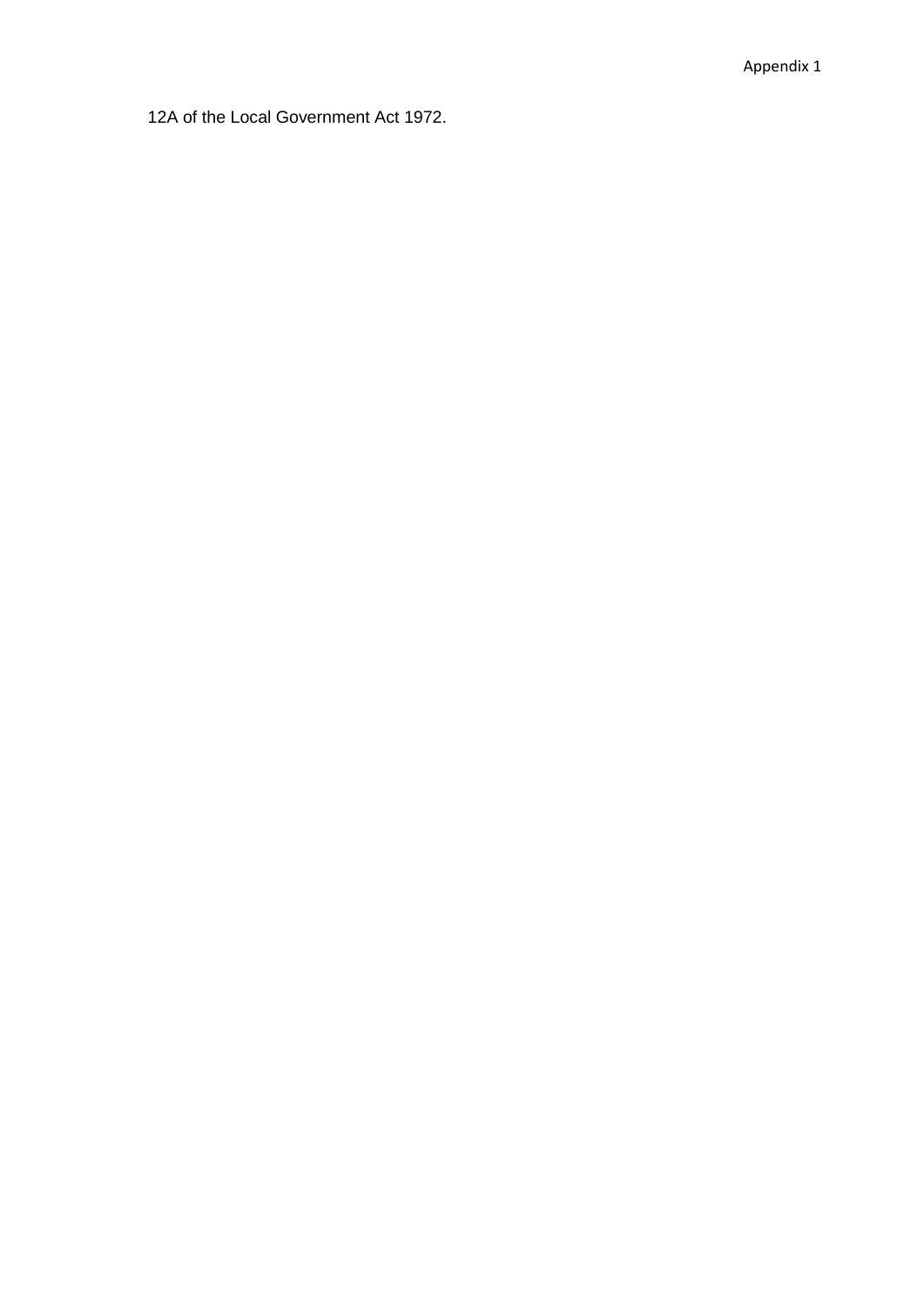12A of the Local Government Act 1972.